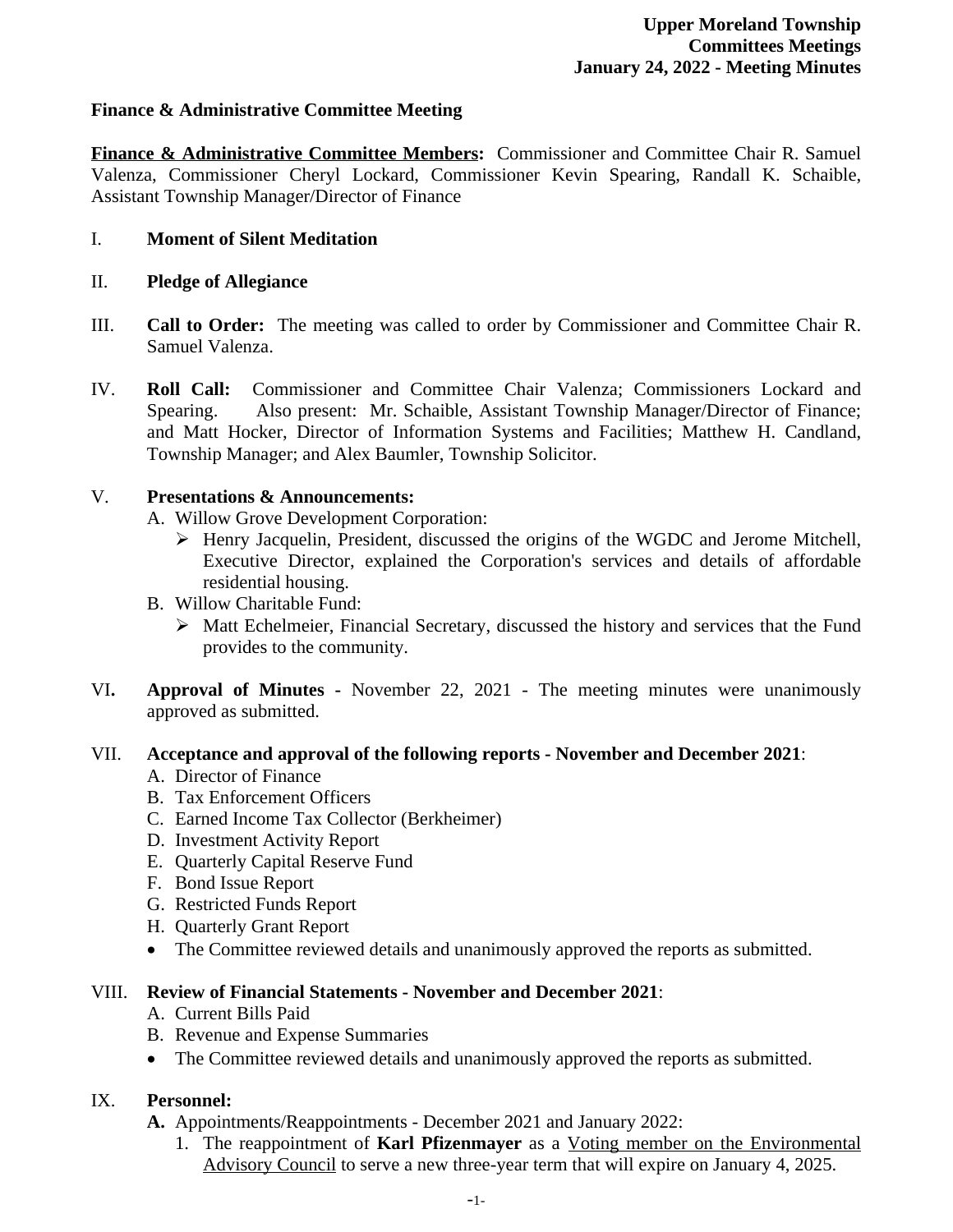**Upper Moreland Township**
**Committees Meetings**
**January 24, 2022 - Meeting Minutes**

**Finance & Administrative Committee Meeting**

**Finance & Administrative Committee Members:** Commissioner and Committee Chair R. Samuel Valenza, Commissioner Cheryl Lockard, Commissioner Kevin Spearing, Randall K. Schaible, Assistant Township Manager/Director of Finance

I. **Moment of Silent Meditation**

II. **Pledge of Allegiance**

III. **Call to Order:** The meeting was called to order by Commissioner and Committee Chair R. Samuel Valenza.

IV. **Roll Call:** Commissioner and Committee Chair Valenza; Commissioners Lockard and Spearing. Also present: Mr. Schaible, Assistant Township Manager/Director of Finance; and Matt Hocker, Director of Information Systems and Facilities; Matthew H. Candland, Township Manager; and Alex Baumler, Township Solicitor.

V. **Presentations & Announcements:**

A. Willow Grove Development Corporation:
- Henry Jacquelin, President, discussed the origins of the WGDC and Jerome Mitchell, Executive Director, explained the Corporation's services and details of affordable residential housing.

B. Willow Charitable Fund:
- Matt Echelmeier, Financial Secretary, discussed the history and services that the Fund provides to the community.

VI. **Approval of Minutes -** November 22, 2021 - The meeting minutes were unanimously approved as submitted.

VII. **Acceptance and approval of the following reports - November and December 2021**:

A. Director of Finance
B. Tax Enforcement Officers
C. Earned Income Tax Collector (Berkheimer)
D. Investment Activity Report
E. Quarterly Capital Reserve Fund
F. Bond Issue Report
G. Restricted Funds Report
H. Quarterly Grant Report

- The Committee reviewed details and unanimously approved the reports as submitted.

VIII. **Review of Financial Statements - November and December 2021**:

A. Current Bills Paid
B. Revenue and Expense Summaries

- The Committee reviewed details and unanimously approved the reports as submitted.

IX. **Personnel:**

**A.** Appointments/Reappointments - December 2021 and January 2022:

1. The reappointment of **Karl Pfizenmayer** as a Voting member on the Environmental Advisory Council to serve a new three-year term that will expire on January 4, 2025.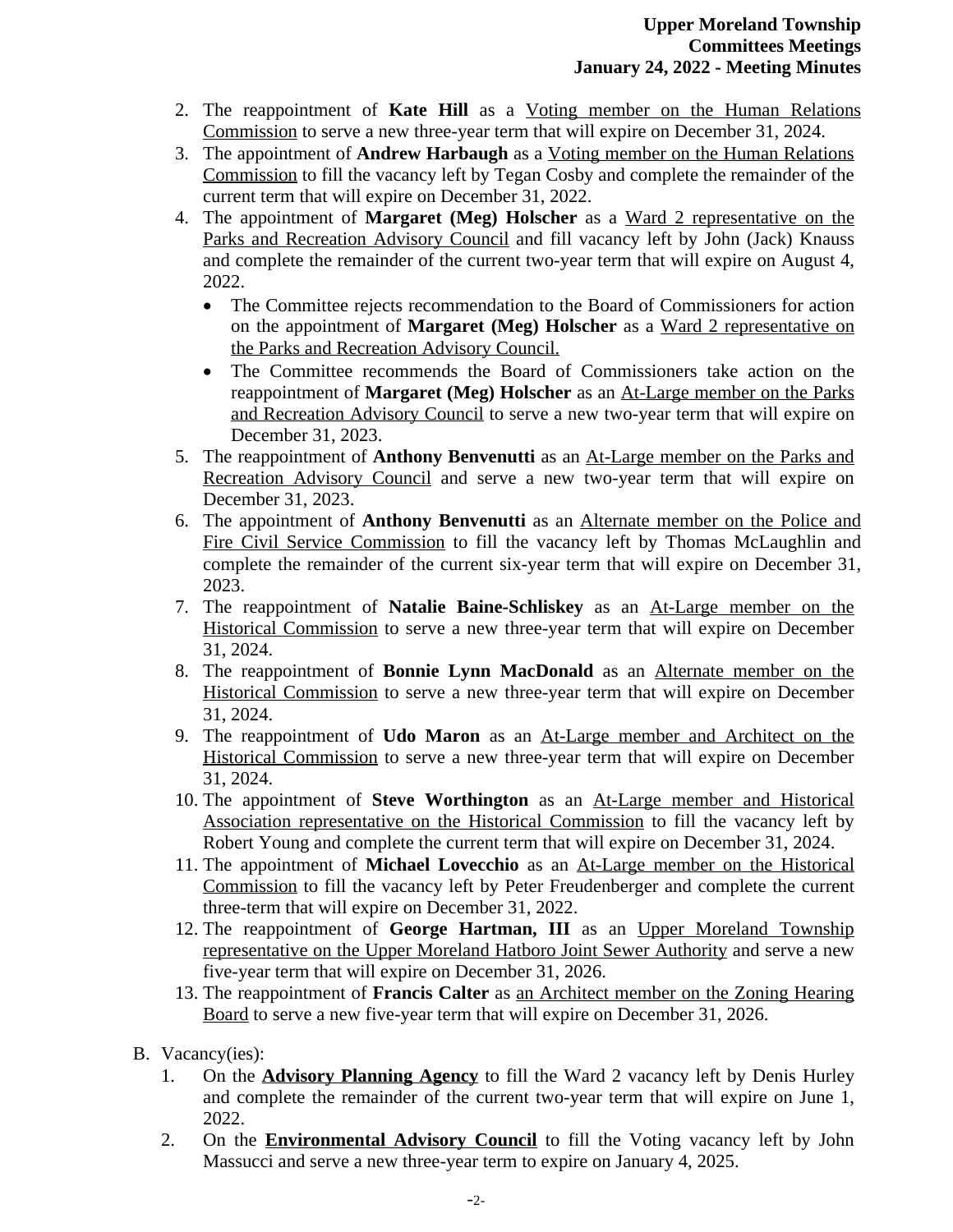2. The reappointment of **Kate Hill** as a Voting member on the Human Relations Commission to serve a new three-year term that will expire on December 31, 2024.
3. The appointment of **Andrew Harbaugh** as a Voting member on the Human Relations Commission to fill the vacancy left by Tegan Cosby and complete the remainder of the current term that will expire on December 31, 2022.
4. The appointment of **Margaret (Meg) Holscher** as a Ward 2 representative on the Parks and Recreation Advisory Council and fill vacancy left by John (Jack) Knauss and complete the remainder of the current two-year term that will expire on August 4, 2022.
   - The Committee rejects recommendation to the Board of Commissioners for action on the appointment of **Margaret (Meg) Holscher** as a Ward 2 representative on the Parks and Recreation Advisory Council.
   - The Committee recommends the Board of Commissioners take action on the reappointment of **Margaret (Meg) Holscher** as an At-Large member on the Parks and Recreation Advisory Council to serve a new two-year term that will expire on December 31, 2023.
5. The reappointment of **Anthony Benvenutti** as an At-Large member on the Parks and Recreation Advisory Council and serve a new two-year term that will expire on December 31, 2023.
6. The appointment of **Anthony Benvenutti** as an Alternate member on the Police and Fire Civil Service Commission to fill the vacancy left by Thomas McLaughlin and complete the remainder of the current six-year term that will expire on December 31, 2023.
7. The reappointment of **Natalie Baine-Schliskey** as an At-Large member on the Historical Commission to serve a new three-year term that will expire on December 31, 2024.
8. The reappointment of **Bonnie Lynn MacDonald** as an Alternate member on the Historical Commission to serve a new three-year term that will expire on December 31, 2024.
9. The reappointment of **Udo Maron** as an At-Large member and Architect on the Historical Commission to serve a new three-year term that will expire on December 31, 2024.
10. The appointment of **Steve Worthington** as an At-Large member and Historical Association representative on the Historical Commission to fill the vacancy left by Robert Young and complete the current term that will expire on December 31, 2024.
11. The appointment of **Michael Lovecchio** as an At-Large member on the Historical Commission to fill the vacancy left by Peter Freudenberger and complete the current three-term that will expire on December 31, 2022.
12. The reappointment of **George Hartman, III** as an Upper Moreland Township representative on the Upper Moreland Hatboro Joint Sewer Authority and serve a new five-year term that will expire on December 31, 2026.
13. The reappointment of **Francis Calter** as an Architect member on the Zoning Hearing Board to serve a new five-year term that will expire on December 31, 2026.

B. Vacancy(ies):

1. On the **Advisory Planning Agency** to fill the Ward 2 vacancy left by Denis Hurley and complete the remainder of the current two-year term that will expire on June 1, 2022.
2. On the **Environmental Advisory Council** to fill the Voting vacancy left by John Massucci and serve a new three-year term to expire on January 4, 2025.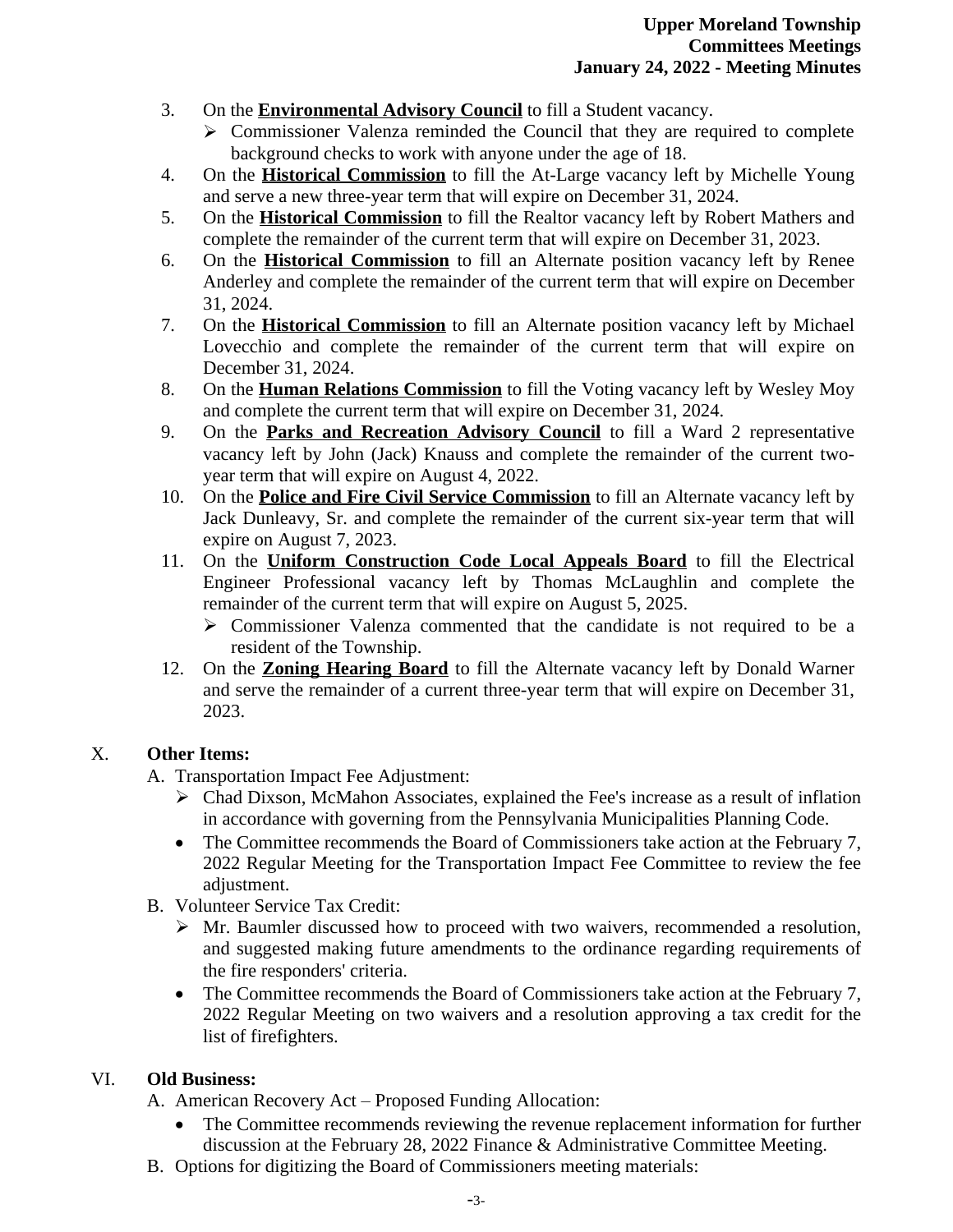3. On the **Environmental Advisory Council** to fill a Student vacancy.
   - ➢ Commissioner Valenza reminded the Council that they are required to complete background checks to work with anyone under the age of 18.
4. On the **Historical Commission** to fill the At-Large vacancy left by Michelle Young and serve a new three-year term that will expire on December 31, 2024.
5. On the **Historical Commission** to fill the Realtor vacancy left by Robert Mathers and complete the remainder of the current term that will expire on December 31, 2023.
6. On the **Historical Commission** to fill an Alternate position vacancy left by Renee Anderley and complete the remainder of the current term that will expire on December 31, 2024.
7. On the **Historical Commission** to fill an Alternate position vacancy left by Michael Lovecchio and complete the remainder of the current term that will expire on December 31, 2024.
8. On the **Human Relations Commission** to fill the Voting vacancy left by Wesley Moy and complete the current term that will expire on December 31, 2024.
9. On the **Parks and Recreation Advisory Council** to fill a Ward 2 representative vacancy left by John (Jack) Knauss and complete the remainder of the current two-year term that will expire on August 4, 2022.
10. On the **Police and Fire Civil Service Commission** to fill an Alternate vacancy left by Jack Dunleavy, Sr. and complete the remainder of the current six-year term that will expire on August 7, 2023.
11. On the **Uniform Construction Code Local Appeals Board** to fill the Electrical Engineer Professional vacancy left by Thomas McLaughlin and complete the remainder of the current term that will expire on August 5, 2025.
    - ➢ Commissioner Valenza commented that the candidate is not required to be a resident of the Township.
12. On the **Zoning Hearing Board** to fill the Alternate vacancy left by Donald Warner and serve the remainder of a current three-year term that will expire on December 31, 2023.

## X. **Other Items:**

A. Transportation Impact Fee Adjustment:

- ➢ Chad Dixson, McMahon Associates, explained the Fee's increase as a result of inflation in accordance with governing from the Pennsylvania Municipalities Planning Code.
- The Committee recommends the Board of Commissioners take action at the February 7, 2022 Regular Meeting for the Transportation Impact Fee Committee to review the fee adjustment.

B. Volunteer Service Tax Credit:

- ➢ Mr. Baumler discussed how to proceed with two waivers, recommended a resolution, and suggested making future amendments to the ordinance regarding requirements of the fire responders' criteria.
- The Committee recommends the Board of Commissioners take action at the February 7, 2022 Regular Meeting on two waivers and a resolution approving a tax credit for the list of firefighters.

## VI. **Old Business:**

A. American Recovery Act – Proposed Funding Allocation:

- The Committee recommends reviewing the revenue replacement information for further discussion at the February 28, 2022 Finance & Administrative Committee Meeting.

B. Options for digitizing the Board of Commissioners meeting materials: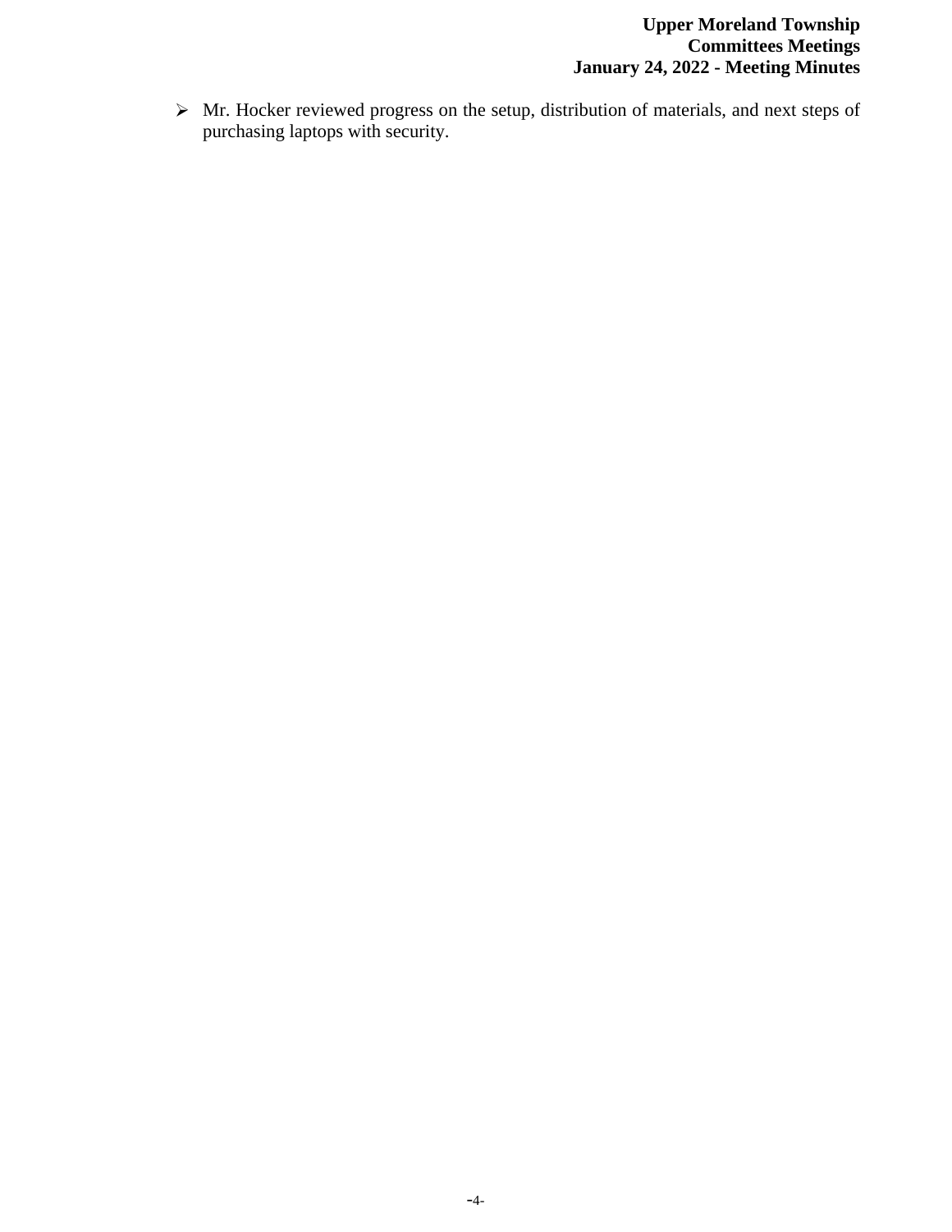- Mr. Hocker reviewed progress on the setup, distribution of materials, and next steps of purchasing laptops with security.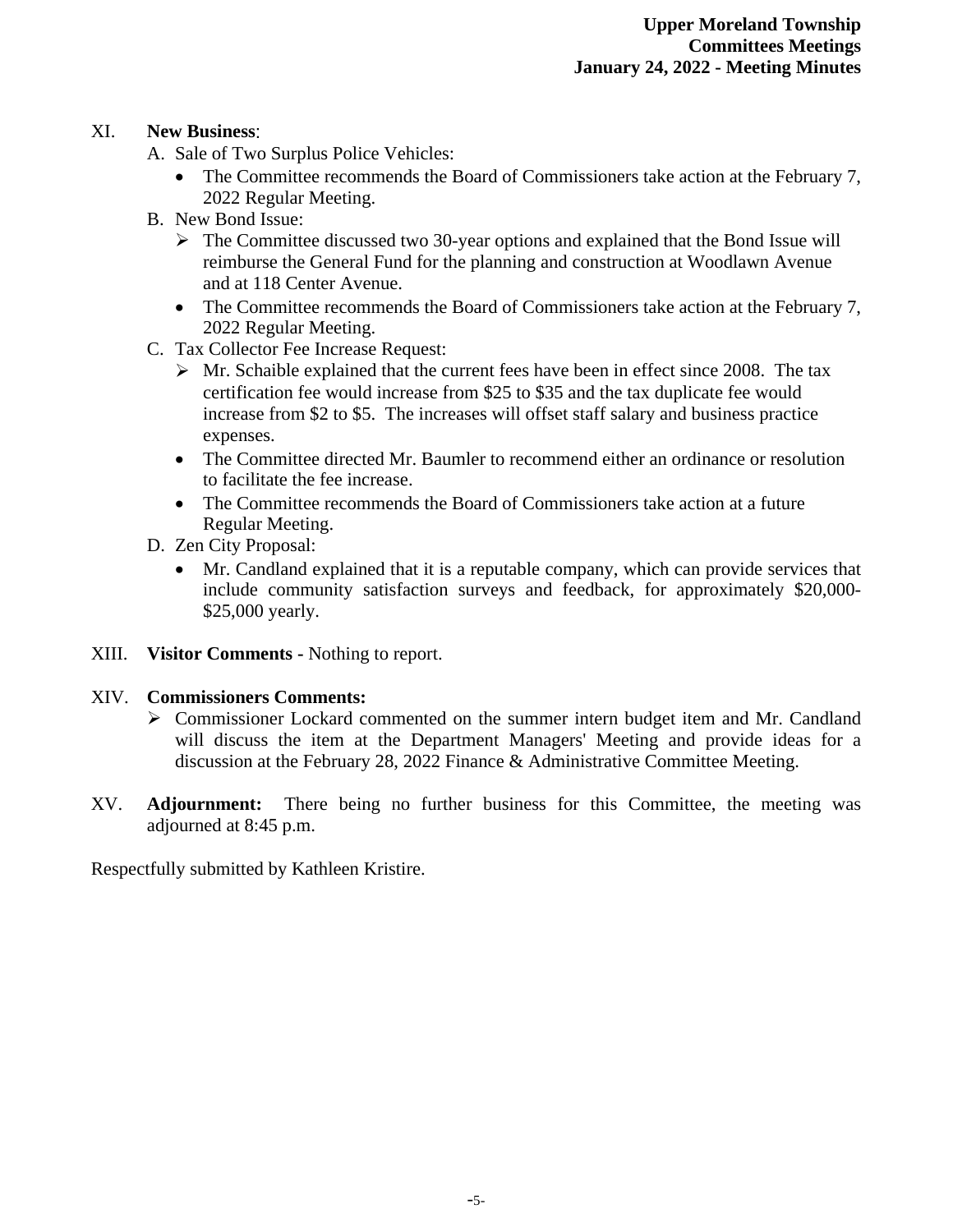XI. **New Business**:

A. Sale of Two Surplus Police Vehicles:
   - The Committee recommends the Board of Commissioners take action at the February 7, 2022 Regular Meeting.

B. New Bond Issue:
   - ➢ The Committee discussed two 30-year options and explained that the Bond Issue will reimburse the General Fund for the planning and construction at Woodlawn Avenue and at 118 Center Avenue.
   - The Committee recommends the Board of Commissioners take action at the February 7, 2022 Regular Meeting.

C. Tax Collector Fee Increase Request:
   - ➢ Mr. Schaible explained that the current fees have been in effect since 2008. The tax certification fee would increase from $25 to $35 and the tax duplicate fee would increase from $2 to $5. The increases will offset staff salary and business practice expenses.
   - The Committee directed Mr. Baumler to recommend either an ordinance or resolution to facilitate the fee increase.
   - The Committee recommends the Board of Commissioners take action at a future Regular Meeting.

D. Zen City Proposal:
   - Mr. Candland explained that it is a reputable company, which can provide services that include community satisfaction surveys and feedback, for approximately $20,000-$25,000 yearly.

XIII. **Visitor Comments -** Nothing to report.

XIV. **Commissioners Comments:**

- ➢ Commissioner Lockard commented on the summer intern budget item and Mr. Candland will discuss the item at the Department Managers' Meeting and provide ideas for a discussion at the February 28, 2022 Finance & Administrative Committee Meeting.

XV. **Adjournment:** There being no further business for this Committee, the meeting was adjourned at 8:45 p.m.

Respectfully submitted by Kathleen Kristire.